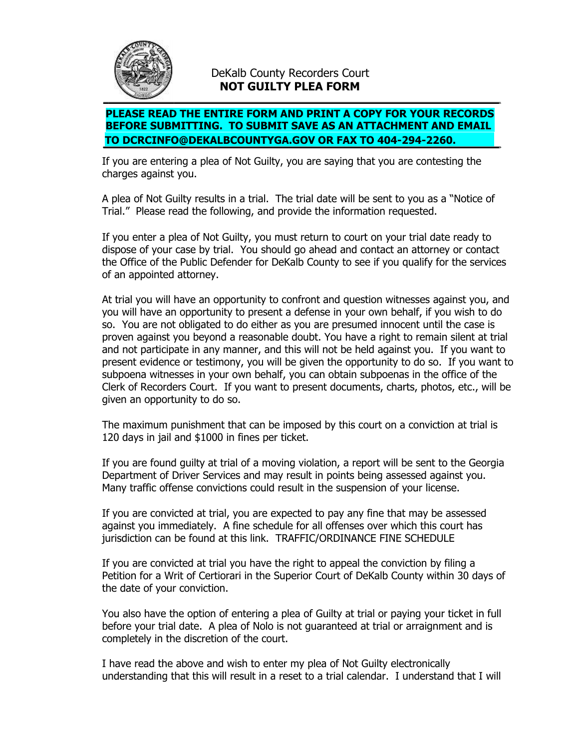# DeKalb County Recorders Court
## NOT GUILTY PLEA FORM

**PLEASE READ THE ENTIRE FORM AND PRINT A COPY FOR YOUR RECORDS BEFORE SUBMITTING. TO SUBMIT SAVE AS AN ATTACHMENT AND EMAIL TO DCRCINFO@DEKALBCOUNTYGA.GOV OR FAX TO 404-294-2260.**

If you are entering a plea of Not Guilty, you are saying that you are contesting the charges against you.

A plea of Not Guilty results in a trial. The trial date will be sent to you as a "Notice of Trial." Please read the following, and provide the information requested.

If you enter a plea of Not Guilty, you must return to court on your trial date ready to dispose of your case by trial. You should go ahead and contact an attorney or contact the Office of the Public Defender for DeKalb County to see if you qualify for the services of an appointed attorney.

At trial you will have an opportunity to confront and question witnesses against you, and you will have an opportunity to present a defense in your own behalf, if you wish to do so. You are not obligated to do either as you are presumed innocent until the case is proven against you beyond a reasonable doubt. You have a right to remain silent at trial and not participate in any manner, and this will not be held against you. If you want to present evidence or testimony, you will be given the opportunity to do so. If you want to subpoena witnesses in your own behalf, you can obtain subpoenas in the office of the Clerk of Recorders Court. If you want to present documents, charts, photos, etc., will be given an opportunity to do so.

The maximum punishment that can be imposed by this court on a conviction at trial is 120 days in jail and $1000 in fines per ticket.

If you are found guilty at trial of a moving violation, a report will be sent to the Georgia Department of Driver Services and may result in points being assessed against you. Many traffic offense convictions could result in the suspension of your license.

If you are convicted at trial, you are expected to pay any fine that may be assessed against you immediately. A fine schedule for all offenses over which this court has jurisdiction can be found at this link. TRAFFIC/ORDINANCE FINE SCHEDULE

If you are convicted at trial you have the right to appeal the conviction by filing a Petition for a Writ of Certiorari in the Superior Court of DeKalb County within 30 days of the date of your conviction.

You also have the option of entering a plea of Guilty at trial or paying your ticket in full before your trial date. A plea of Nolo is not guaranteed at trial or arraignment and is completely in the discretion of the court.

I have read the above and wish to enter my plea of Not Guilty electronically understanding that this will result in a reset to a trial calendar. I understand that I will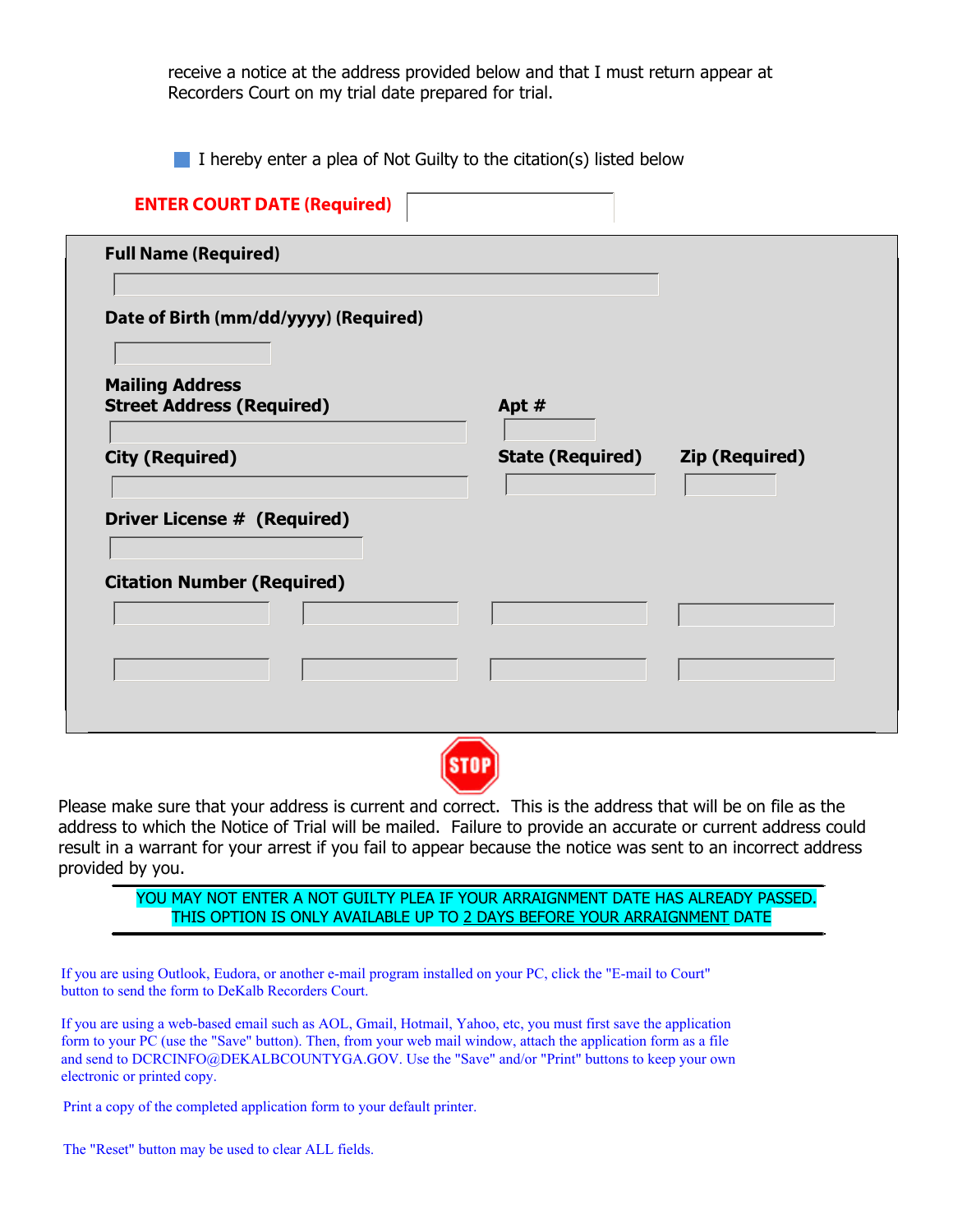receive a notice at the address provided below and that I must return appear at Recorders Court on my trial date prepared for trial.

- [ ] I hereby enter a plea of Not Guilty to the citation(s) listed below

**ENTER COURT DATE (Required)**

**Full Name (Required)**

**Date of Birth (mm/dd/yyyy) (Required)**

**Mailing Address**

**Street Address (Required)**

**Apt #**

**City (Required)**

**State (Required)**

**Zip (Required)**

**Driver License # (Required)**

**Citation Number (Required)**

STOP

Please make sure that your address is current and correct. This is the address that will be on file as the address to which the Notice of Trial will be mailed. Failure to provide an accurate or current address could result in a warrant for your arrest if you fail to appear because the notice was sent to an incorrect address provided by you.

YOU MAY NOT ENTER A NOT GUILTY PLEA IF YOUR ARRAIGNMENT DATE HAS ALREADY PASSED. THIS OPTION IS ONLY AVAILABLE UP TO 2 DAYS BEFORE YOUR ARRAIGNMENT DATE

If you are using Outlook, Eudora, or another e-mail program installed on your PC, click the "E-mail to Court" button to send the form to DeKalb Recorders Court.

If you are using a web-based email such as AOL, Gmail, Hotmail, Yahoo, etc, you must first save the application form to your PC (use the "Save" button). Then, from your web mail window, attach the application form as a file and send to DCRCINFO@DEKALBCOUNTYGA.GOV. Use the "Save" and/or "Print" buttons to keep your own electronic or printed copy.

Print a copy of the completed application form to your default printer.

The "Reset" button may be used to clear ALL fields.